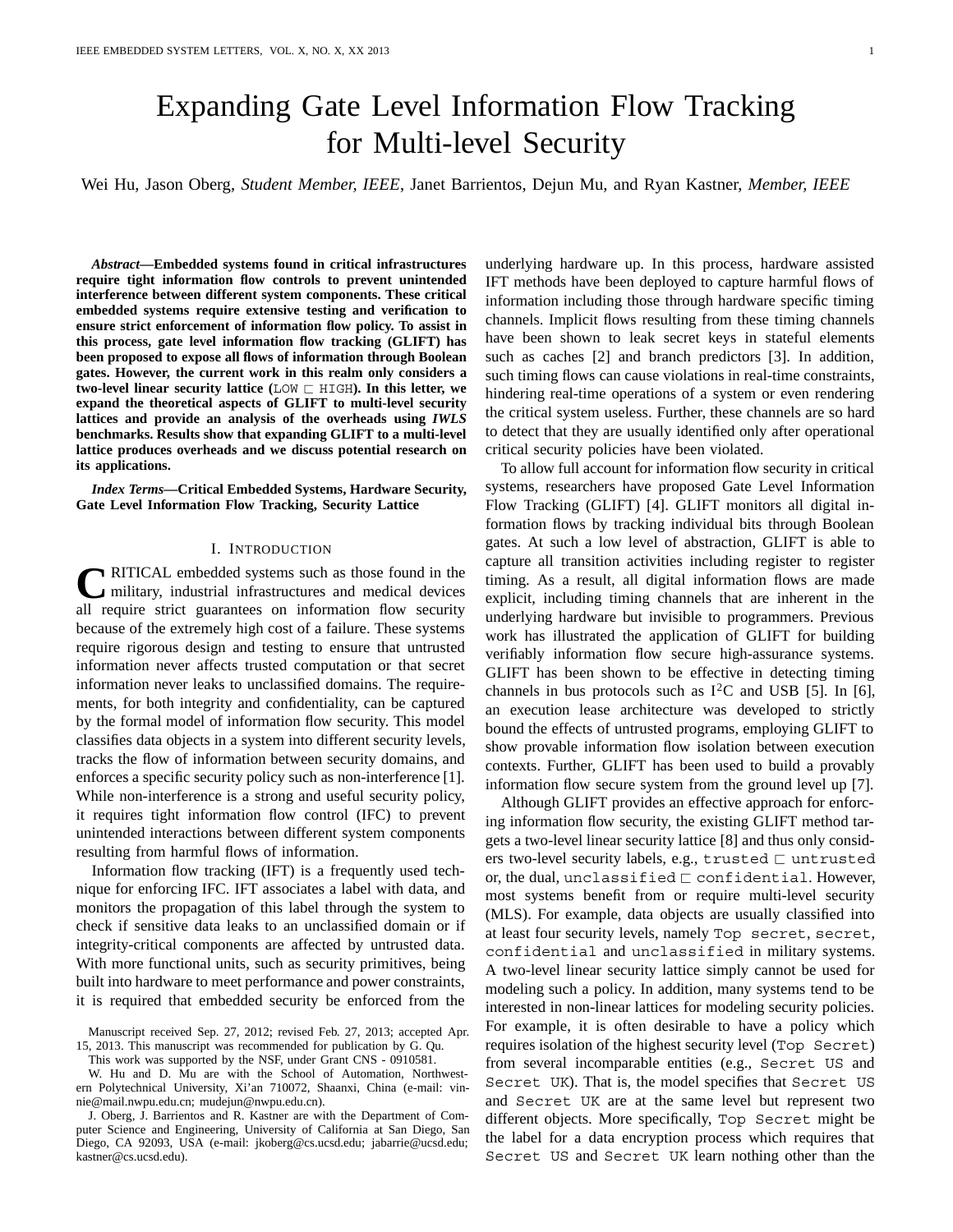# Expanding Gate Level Information Flow Tracking for Multi-level Security

Wei Hu, Jason Oberg, *Student Member, IEEE*, Janet Barrientos, Dejun Mu, and Ryan Kastner, *Member, IEEE*

***Abstract*—Embedded systems found in critical infrastructures require tight information flow controls to prevent unintended interference between different system components. These critical embedded systems require extensive testing and verification to ensure strict enforcement of information flow policy. To assist in this process, gate level information flow tracking (GLIFT) has been proposed to expose all flows of information through Boolean gates. However, the current work in this realm only considers a two-level linear security lattice (`LOW` $\sqsubset$ `HIGH`). In this letter, we expand the theoretical aspects of GLIFT to multi-level security lattices and provide an analysis of the overheads using *IWLS* benchmarks. Results show that expanding GLIFT to a multi-level lattice produces overheads and we discuss potential research on its applications.**

***Index Terms*—Critical Embedded Systems, Hardware Security, Gate Level Information Flow Tracking, Security Lattice**

## I. Introduction

Critical embedded systems such as those found in the military, industrial infrastructures and medical devices all require strict guarantees on information flow security because of the extremely high cost of a failure. These systems require rigorous design and testing to ensure that untrusted information never affects trusted computation or that secret information never leaks to unclassified domains. The requirements, for both integrity and confidentiality, can be captured by the formal model of information flow security. This model classifies data objects in a system into different security levels, tracks the flow of information between security domains, and enforces a specific security policy such as non-interference [1]. While non-interference is a strong and useful security policy, it requires tight information flow control (IFC) to prevent unintended interactions between different system components resulting from harmful flows of information.

Information flow tracking (IFT) is a frequently used technique for enforcing IFC. IFT associates a label with data, and monitors the propagation of this label through the system to check if sensitive data leaks to an unclassified domain or if integrity-critical components are affected by untrusted data. With more functional units, such as security primitives, being built into hardware to meet performance and power constraints, it is required that embedded security be enforced from the underlying hardware up. In this process, hardware assisted IFT methods have been deployed to capture harmful flows of information including those through hardware specific timing channels. Implicit flows resulting from these timing channels have been shown to leak secret keys in stateful elements such as caches [2] and branch predictors [3]. In addition, such timing flows can cause violations in real-time constraints, hindering real-time operations of a system or even rendering the critical system useless. Further, these channels are so hard to detect that they are usually identified only after operational critical security policies have been violated.

To allow full account for information flow security in critical systems, researchers have proposed Gate Level Information Flow Tracking (GLIFT) [4]. GLIFT monitors all digital information flows by tracking individual bits through Boolean gates. At such a low level of abstraction, GLIFT is able to capture all transition activities including register to register timing. As a result, all digital information flows are made explicit, including timing channels that are inherent in the underlying hardware but invisible to programmers. Previous work has illustrated the application of GLIFT for building verifiably information flow secure high-assurance systems. GLIFT has been shown to be effective in detecting timing channels in bus protocols such as $I^2C$ and USB [5]. In [6], an execution lease architecture was developed to strictly bound the effects of untrusted programs, employing GLIFT to show provable information flow isolation between execution contexts. Further, GLIFT has been used to build a provably information flow secure system from the ground level up [7].

Although GLIFT provides an effective approach for enforcing information flow security, the existing GLIFT method targets a two-level linear security lattice [8] and thus only considers two-level security labels, e.g., `trusted` $\sqsubset$ `untrusted` or, the dual, `unclassified` $\sqsubset$ `confidential`. However, most systems benefit from or require multi-level security (MLS). For example, data objects are usually classified into at least four security levels, namely `Top secret`, `secret`, `confidential` and `unclassified` in military systems. A two-level linear security lattice simply cannot be used for modeling such a policy. In addition, many systems tend to be interested in non-linear lattices for modeling security policies. For example, it is often desirable to have a policy which requires isolation of the highest security level (`Top Secret`) from several incomparable entities (e.g., `Secret US` and `Secret UK`). That is, the model specifies that `Secret US` and `Secret UK` are at the same level but represent two different objects. More specifically, `Top Secret` might be the label for a data encryption process which requires that `Secret US` and `Secret UK` learn nothing other than the

---

Manuscript received Sep. 27, 2012; revised Feb. 27, 2013; accepted Apr. 15, 2013. This manuscript was recommended for publication by G. Qu.

This work was supported by the NSF, under Grant CNS - 0910581.

W. Hu and D. Mu are with the School of Automation, Northwestern Polytechnical University, Xi'an 710072, Shaanxi, China (e-mail: vinnie@mail.nwpu.edu.cn; mudejun@nwpu.edu.cn).

J. Oberg, J. Barrientos and R. Kastner are with the Department of Computer Science and Engineering, University of California at San Diego, San Diego, CA 92093, USA (e-mail: jkoberg@cs.ucsd.edu; jabarrie@ucsd.edu; kastner@cs.ucsd.edu).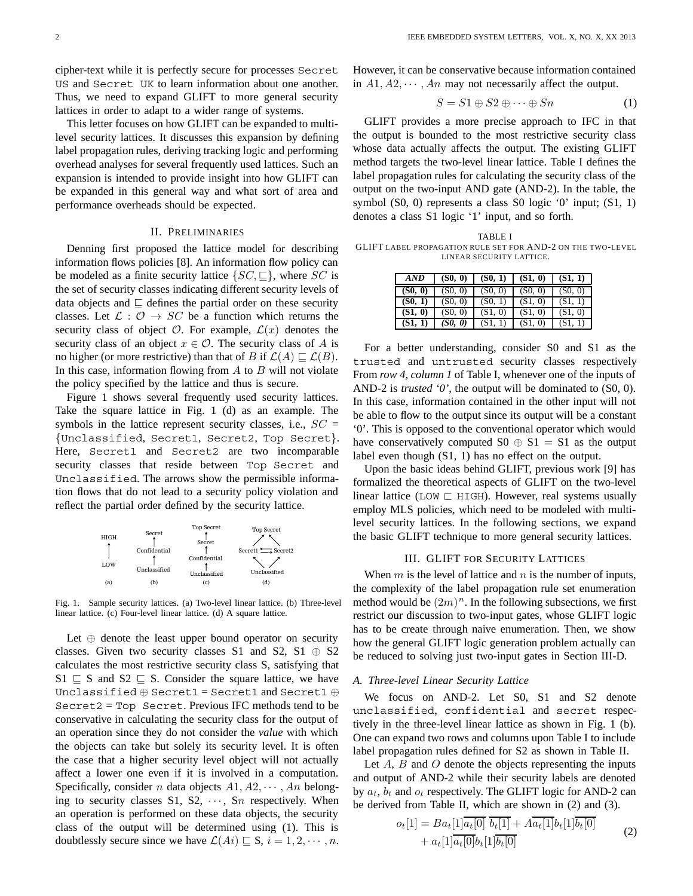cipher-text while it is perfectly secure for processes Secret US and Secret UK to learn information about one another. Thus, we need to expand GLIFT to more general security lattices in order to adapt to a wider range of systems.

This letter focuses on how GLIFT can be expanded to multi-level security lattices. It discusses this expansion by defining label propagation rules, deriving tracking logic and performing overhead analyses for several frequently used lattices. Such an expansion is intended to provide insight into how GLIFT can be expanded in this general way and what sort of area and performance overheads should be expected.

## II. Preliminaries

Denning first proposed the lattice model for describing information flows policies [8]. An information flow policy can be modeled as a finite security lattice $\{SC, \sqsubseteq\}$, where $SC$ is the set of security classes indicating different security levels of data objects and $\sqsubseteq$ defines the partial order on these security classes. Let $\mathcal{L} : \mathcal{O} \rightarrow SC$ be a function which returns the security class of object $\mathcal{O}$. For example, $\mathcal{L}(x)$ denotes the security class of an object $x \in \mathcal{O}$. The security class of $A$ is no higher (or more restrictive) than that of $B$ if $\mathcal{L}(A) \sqsubseteq \mathcal{L}(B)$. In this case, information flowing from $A$ to $B$ will not violate the policy specified by the lattice and thus is secure.

Figure 1 shows several frequently used security lattices. Take the square lattice in Fig. 1 (d) as an example. The symbols in the lattice represent security classes, i.e., $SC$ = {Unclassified, Secret1, Secret2, Top Secret}. Here, Secret1 and Secret2 are two incomparable security classes that reside between Top Secret and Unclassified. The arrows show the permissible information flows that do not lead to a security policy violation and reflect the partial order defined by the security lattice.

Fig. 1. Sample security lattices. (a) Two-level linear lattice. (b) Three-level linear lattice. (c) Four-level linear lattice. (d) A square lattice.

Let $\oplus$ denote the least upper bound operator on security classes. Given two security classes S1 and S2, S1 $\oplus$ S2 calculates the most restrictive security class S, satisfying that S1 $\sqsubseteq$ S and S2 $\sqsubseteq$ S. Consider the square lattice, we have Unclassified $\oplus$ Secret1 = Secret1 and Secret1 $\oplus$ Secret2 = Top Secret. Previous IFC methods tend to be conservative in calculating the security class for the output of an operation since they do not consider the ***value*** with which the objects can take but solely its security level. It is often the case that a higher security level object will not actually affect a lower one even if it is involved in a computation. Specifically, consider $n$ data objects $A1, A2, \cdots, An$ belonging to security classes S1, S2, $\cdots$, S$n$ respectively. When an operation is performed on these data objects, the security class of the output will be determined using (1). This is doubtlessly secure since we have $\mathcal{L}(Ai) \sqsubseteq$ S, $i = 1, 2, \cdots, n$. However, it can be conservative because information contained in $A1, A2, \cdots, An$ may not necessarily affect the output.

$$S = S1 \oplus S2 \oplus \cdots \oplus Sn \tag{1}$$

GLIFT provides a more precise approach to IFC in that the output is bounded to the most restrictive security class whose data actually affects the output. The existing GLIFT method targets the two-level linear lattice. Table I defines the label propagation rules for calculating the security class of the output on the two-input AND gate (AND-2). In the table, the symbol (S0, 0) represents a class S0 logic '0' input; (S1, 1) denotes a class S1 logic '1' input, and so forth.

TABLE I
GLIFT label propagation rule set for AND-2 on the two-level linear security lattice.

| ***AND*** | **(S0, 0)** | **(S0, 1)** | **(S1, 0)** | **(S1, 1)** |
|---|---|---|---|---|
| **(S0, 0)** | (S0, 0) | (S0, 0) | (S0, 0) | (S0, 0) |
| **(S0, 1)** | (S0, 0) | (S0, 1) | (S1, 0) | (S1, 1) |
| **(S1, 0)** | (S0, 0) | (S1, 0) | (S1, 0) | (S1, 0) |
| **(S1, 1)** | ***(S0, 0)*** | (S1, 1) | (S1, 0) | (S1, 1) |

For a better understanding, consider S0 and S1 as the trusted and untrusted security classes respectively From *row 4, column 1* of Table I, whenever one of the inputs of AND-2 is ***trusted '0'***, the output will be dominated to (S0, 0). In this case, information contained in the other input will not be able to flow to the output since its output will be a constant '0'. This is opposed to the conventional operator which would have conservatively computed S0 $\oplus$ S1 = S1 as the output label even though (S1, 1) has no effect on the output.

Upon the basic ideas behind GLIFT, previous work [9] has formalized the theoretical aspects of GLIFT on the two-level linear lattice (LOW $\sqsubset$ HIGH). However, real systems usually employ MLS policies, which need to be modeled with multi-level security lattices. In the following sections, we expand the basic GLIFT technique to more general security lattices.

## III. GLIFT for Security Lattices

When $m$ is the level of lattice and $n$ is the number of inputs, the complexity of the label propagation rule set enumeration method would be $(2m)^n$. In the following subsections, we first restrict our discussion to two-input gates, whose GLIFT logic has to be create through naive enumeration. Then, we show how the general GLIFT logic generation problem actually can be reduced to solving just two-input gates in Section III-D.

### A. Three-level Linear Security Lattice

We focus on AND-2. Let S0, S1 and S2 denote unclassified, confidential and secret respectively in the three-level linear lattice as shown in Fig. 1 (b). One can expand two rows and columns upon Table I to include label propagation rules defined for S2 as shown in Table II.

Let $A$, $B$ and $O$ denote the objects representing the inputs and output of AND-2 while their security labels are denoted by $a_t$, $b_t$ and $o_t$ respectively. The GLIFT logic for AND-2 can be derived from Table II, which are shown in (2) and (3).

$$\begin{aligned} o_t[1] = Ba_t[1]\overline{a_t[0]}\ \overline{b_t[1]} + A\overline{a_t[1]}b_t[1]\overline{b_t[0]} \\ + a_t[1]\overline{a_t[0]}b_t[1]\overline{b_t[0]} \end{aligned} \tag{2}$$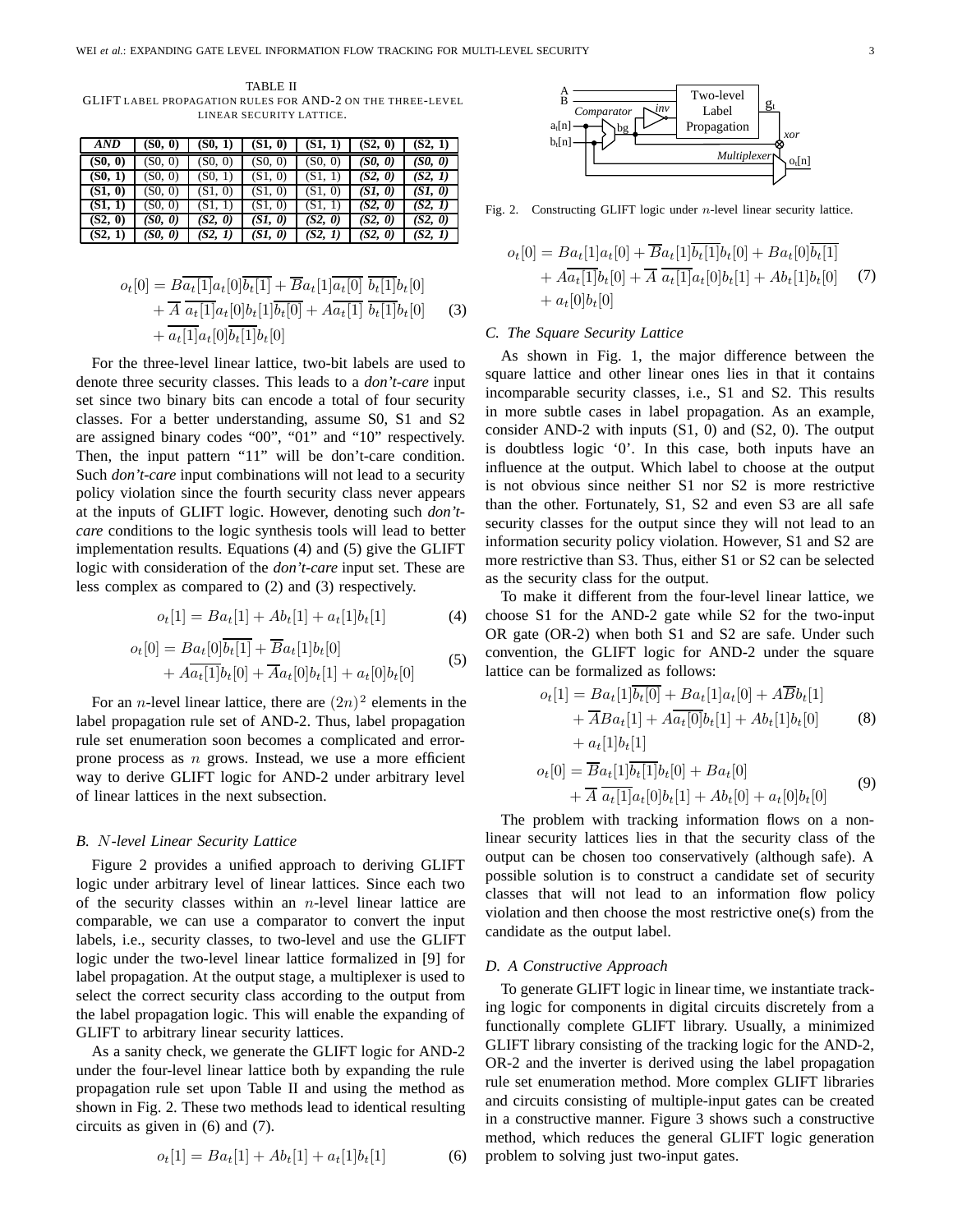TABLE II
GLIFT LABEL PROPAGATION RULES FOR AND-2 ON THE THREE-LEVEL LINEAR SECURITY LATTICE.

| *AND* | (S0, 0) | (S0, 1) | (S1, 0) | (S1, 1) | (S2, 0) | (S2, 1) |
|---|---|---|---|---|---|---|
| **(S0, 0)** | (S0, 0) | (S0, 0) | (S0, 0) | (S0, 0) | ***(S0, 0)*** | ***(S0, 0)*** |
| **(S0, 1)** | (S0, 0) | (S0, 1) | (S1, 0) | (S1, 1) | ***(S2, 0)*** | ***(S2, 1)*** |
| **(S1, 0)** | (S0, 0) | (S1, 0) | (S1, 0) | (S1, 0) | ***(S1, 0)*** | ***(S1, 0)*** |
| **(S1, 1)** | (S0, 0) | (S1, 1) | (S1, 0) | (S1, 1) | ***(S2, 0)*** | ***(S2, 1)*** |
| **(S2, 0)** | ***(S0, 0)*** | ***(S2, 0)*** | ***(S1, 0)*** | ***(S2, 0)*** | ***(S2, 0)*** | ***(S2, 0)*** |
| **(S2, 1)** | ***(S0, 0)*** | ***(S2, 1)*** | ***(S1, 0)*** | ***(S2, 1)*** | ***(S2, 0)*** | ***(S2, 1)*** |

$$
\begin{aligned}
o_t[0] = & B\overline{a_t[1]}a_t[0]\overline{b_t[1]} + \overline{B}a_t[1]\overline{a_t[0]}\ \overline{b_t[1]}b_t[0] \\
& + \overline{A}\ \overline{a_t[1]}a_t[0]b_t[1]\overline{b_t[0]} + A\overline{a_t[1]}\ \overline{b_t[1]}b_t[0] \\
& + \overline{a_t[1]}a_t[0]\overline{b_t[1]}b_t[0]
\end{aligned} \tag{3}
$$

For the three-level linear lattice, two-bit labels are used to denote three security classes. This leads to a *don't-care* input set since two binary bits can encode a total of four security classes. For a better understanding, assume S0, S1 and S2 are assigned binary codes "00", "01" and "10" respectively. Then, the input pattern "11" will be don't-care condition. Such *don't-care* input combinations will not lead to a security policy violation since the fourth security class never appears at the inputs of GLIFT logic. However, denoting such *don't-care* conditions to the logic synthesis tools will lead to better implementation results. Equations (4) and (5) give the GLIFT logic with consideration of the *don't-care* input set. These are less complex as compared to (2) and (3) respectively.

$$
o_t[1] = Ba_t[1] + Ab_t[1] + a_t[1]b_t[1] \tag{4}
$$

$$
\begin{aligned}
o_t[0] = & Ba_t[0]\overline{b_t[1]} + \overline{B}a_t[1]b_t[0] \\
& + A\overline{a_t[1]}b_t[0] + \overline{A}a_t[0]b_t[1] + a_t[0]b_t[0]
\end{aligned} \tag{5}
$$

For an $n$-level linear lattice, there are $(2n)^2$ elements in the label propagation rule set of AND-2. Thus, label propagation rule set enumeration soon becomes a complicated and error-prone process as $n$ grows. Instead, we use a more efficient way to derive GLIFT logic for AND-2 under arbitrary level of linear lattices in the next subsection.

### B. $N$-level Linear Security Lattice

Figure 2 provides a unified approach to deriving GLIFT logic under arbitrary level of linear lattices. Since each two of the security classes within an $n$-level linear lattice are comparable, we can use a comparator to convert the input labels, i.e., security classes, to two-level and use the GLIFT logic under the two-level linear lattice formalized in [9] for label propagation. At the output stage, a multiplexer is used to select the correct security class according to the output from the label propagation logic. This will enable the expanding of GLIFT to arbitrary linear security lattices.

As a sanity check, we generate the GLIFT logic for AND-2 under the four-level linear lattice both by expanding the rule propagation rule set upon Table II and using the method as shown in Fig. 2. These two methods lead to identical resulting circuits as given in (6) and (7).

$$
o_t[1] = Ba_t[1] + Ab_t[1] + a_t[1]b_t[1] \tag{6}
$$

Fig. 2. Constructing GLIFT logic under $n$-level linear security lattice.

$$
\begin{aligned}
o_t[0] = & Ba_t[1]a_t[0] + \overline{B}a_t[1]\overline{b_t[1]}b_t[0] + Ba_t[0]\overline{b_t[1]} \\
& + A\overline{a_t[1]}b_t[0] + \overline{A}\ \overline{a_t[1]}a_t[0]b_t[1] + Ab_t[1]b_t[0] \\
& + a_t[0]b_t[0]
\end{aligned} \tag{7}
$$

### C. The Square Security Lattice

As shown in Fig. 1, the major difference between the square lattice and other linear ones lies in that it contains incomparable security classes, i.e., S1 and S2. This results in more subtle cases in label propagation. As an example, consider AND-2 with inputs (S1, 0) and (S2, 0). The output is doubtless logic '0'. In this case, both inputs have an influence at the output. Which label to choose at the output is not obvious since neither S1 nor S2 is more restrictive than the other. Fortunately, S1, S2 and even S3 are all safe security classes for the output since they will not lead to an information security policy violation. However, S1 and S2 are more restrictive than S3. Thus, either S1 or S2 can be selected as the security class for the output.

To make it different from the four-level linear lattice, we choose S1 for the AND-2 gate while S2 for the two-input OR gate (OR-2) when both S1 and S2 are safe. Under such convention, the GLIFT logic for AND-2 under the square lattice can be formalized as follows:

$$
\begin{aligned}
o_t[1] = & Ba_t[1]\overline{b_t[0]} + Ba_t[1]a_t[0] + A\overline{B}b_t[1] \\
& + \overline{A}Ba_t[1] + A\overline{a_t[0]}b_t[1] + Ab_t[1]b_t[0] \\
& + a_t[1]b_t[1]
\end{aligned} \tag{8}
$$

$$
\begin{aligned}
o_t[0] = & \overline{B}a_t[1]\overline{b_t[1]}b_t[0] + Ba_t[0] \\
& + \overline{A}\ \overline{a_t[1]}a_t[0]b_t[1] + Ab_t[0] + a_t[0]b_t[0]
\end{aligned} \tag{9}
$$

The problem with tracking information flows on a non-linear security lattices lies in that the security class of the output can be chosen too conservatively (although safe). A possible solution is to construct a candidate set of security classes that will not lead to an information flow policy violation and then choose the most restrictive one(s) from the candidate as the output label.

### D. A Constructive Approach

To generate GLIFT logic in linear time, we instantiate tracking logic for components in digital circuits discretely from a functionally complete GLIFT library. Usually, a minimized GLIFT library consisting of the tracking logic for the AND-2, OR-2 and the inverter is derived using the label propagation rule set enumeration method. More complex GLIFT libraries and circuits consisting of multiple-input gates can be created in a constructive manner. Figure 3 shows such a constructive method, which reduces the general GLIFT logic generation problem to solving just two-input gates.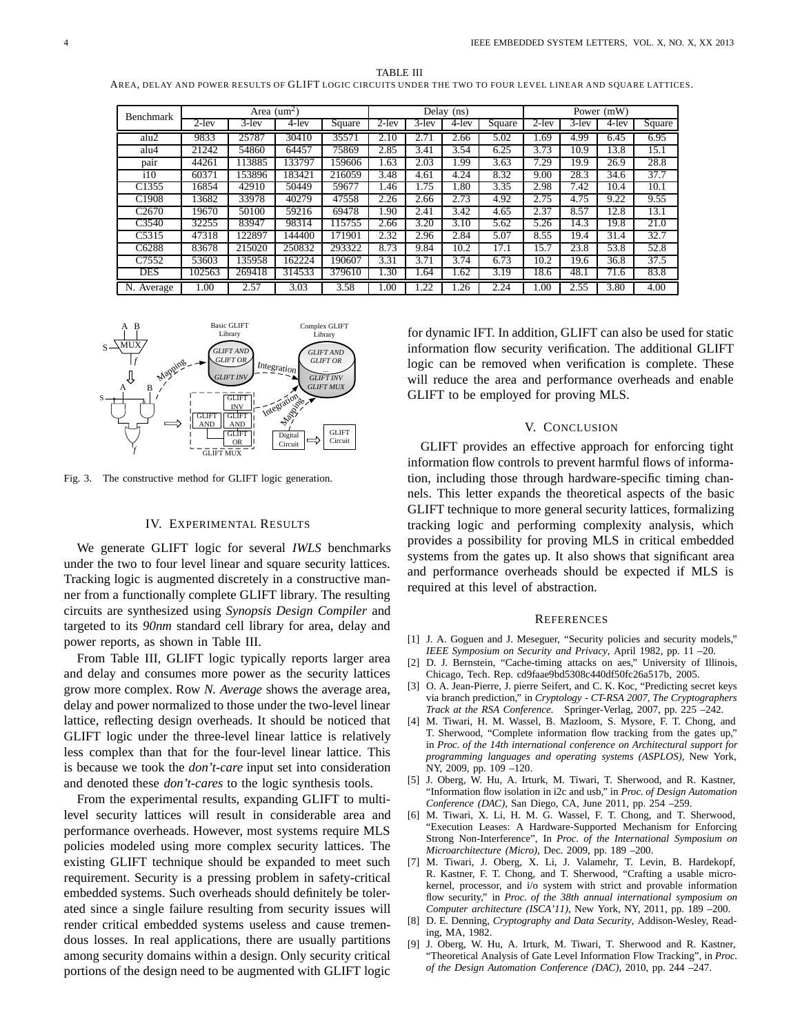TABLE III

AREA, DELAY AND POWER RESULTS OF GLIFT LOGIC CIRCUITS UNDER THE TWO TO FOUR LEVEL LINEAR AND SQUARE LATTICES.

| Benchmark | Area ($um^2$) | | | | Delay (ns) | | | | Power (mW) | | | |
|---|---|---|---|---|---|---|---|---|---|---|---|---|
| | 2-lev | 3-lev | 4-lev | Square | 2-lev | 3-lev | 4-lev | Square | 2-lev | 3-lev | 4-lev | Square |
| alu2 | 9833 | 25787 | 30410 | 35571 | 2.10 | 2.71 | 2.66 | 5.02 | 1.69 | 4.99 | 6.45 | 6.95 |
| alu4 | 21242 | 54860 | 64457 | 75869 | 2.85 | 3.41 | 3.54 | 6.25 | 3.73 | 10.9 | 13.8 | 15.1 |
| pair | 44261 | 113885 | 133797 | 159606 | 1.63 | 2.03 | 1.99 | 3.63 | 7.29 | 19.9 | 26.9 | 28.8 |
| i10 | 60371 | 153896 | 183421 | 216059 | 3.48 | 4.61 | 4.24 | 8.32 | 9.00 | 28.3 | 34.6 | 37.7 |
| C1355 | 16854 | 42910 | 50449 | 59677 | 1.46 | 1.75 | 1.80 | 3.35 | 2.98 | 7.42 | 10.4 | 10.1 |
| C1908 | 13682 | 33978 | 40279 | 47558 | 2.26 | 2.66 | 2.73 | 4.92 | 2.75 | 4.75 | 9.22 | 9.55 |
| C2670 | 19670 | 50100 | 59216 | 69478 | 1.90 | 2.41 | 3.42 | 4.65 | 2.37 | 8.57 | 12.8 | 13.1 |
| C3540 | 32255 | 83947 | 98314 | 115755 | 2.66 | 3.20 | 3.10 | 5.62 | 5.26 | 14.3 | 19.8 | 21.0 |
| C5315 | 47318 | 122897 | 144400 | 171901 | 2.32 | 2.96 | 2.84 | 5.07 | 8.55 | 19.4 | 31.4 | 32.7 |
| C6288 | 83678 | 215020 | 250832 | 293322 | 8.73 | 9.84 | 10.2 | 17.1 | 15.7 | 23.8 | 53.8 | 52.8 |
| C7552 | 53603 | 135958 | 162224 | 190607 | 3.31 | 3.71 | 3.74 | 6.73 | 10.2 | 19.6 | 36.8 | 37.5 |
| DES | 102563 | 269418 | 314533 | 379610 | 1.30 | 1.64 | 1.62 | 3.19 | 18.6 | 48.1 | 71.6 | 83.8 |
| N. Average | 1.00 | 2.57 | 3.03 | 3.58 | 1.00 | 1.22 | 1.26 | 2.24 | 1.00 | 2.55 | 3.80 | 4.00 |

Fig. 3. The constructive method for GLIFT logic generation.

## IV. EXPERIMENTAL RESULTS

We generate GLIFT logic for several *IWLS* benchmarks under the two to four level linear and square security lattices. Tracking logic is augmented discretely in a constructive manner from a functionally complete GLIFT library. The resulting circuits are synthesized using *Synopsis Design Compiler* and targeted to its *90nm* standard cell library for area, delay and power reports, as shown in Table III.

From Table III, GLIFT logic typically reports larger area and delay and consumes more power as the security lattices grow more complex. Row *N. Average* shows the average area, delay and power normalized to those under the two-level linear lattice, reflecting design overheads. It should be noticed that GLIFT logic under the three-level linear lattice is relatively less complex than that for the four-level linear lattice. This is because we took the *don't-care* input set into consideration and denoted these *don't-cares* to the logic synthesis tools.

From the experimental results, expanding GLIFT to multi-level security lattices will result in considerable area and performance overheads. However, most systems require MLS policies modeled using more complex security lattices. The existing GLIFT technique should be expanded to meet such requirement. Security is a pressing problem in safety-critical embedded systems. Such overheads should definitely be tolerated since a single failure resulting from security issues will render critical embedded systems useless and cause tremendous losses. In real applications, there are usually partitions among security domains within a design. Only security critical portions of the design need to be augmented with GLIFT logic for dynamic IFT. In addition, GLIFT can also be used for static information flow security verification. The additional GLIFT logic can be removed when verification is complete. These will reduce the area and performance overheads and enable GLIFT to be employed for proving MLS.

## V. CONCLUSION

GLIFT provides an effective approach for enforcing tight information flow controls to prevent harmful flows of information, including those through hardware-specific timing channels. This letter expands the theoretical aspects of the basic GLIFT technique to more general security lattices, formalizing tracking logic and performing complexity analysis, which provides a possibility for proving MLS in critical embedded systems from the gates up. It also shows that significant area and performance overheads should be expected if MLS is required at this level of abstraction.

## REFERENCES

[1] J. A. Goguen and J. Meseguer, "Security policies and security models," *IEEE Symposium on Security and Privacy*, April 1982, pp. 11 –20.

[2] D. J. Bernstein, "Cache-timing attacks on aes," University of Illinois, Chicago, Tech. Rep. cd9faae9bd5308c440df50fc26a517b, 2005.

[3] O. A. Jean-Pierre, J. pierre Seifert, and C. K. Koc, "Predicting secret keys via branch prediction," in *Cryptology - CT-RSA 2007, The Cryptographers Track at the RSA Conference.* Springer-Verlag, 2007, pp. 225 –242.

[4] M. Tiwari, H. M. Wassel, B. Mazloom, S. Mysore, F. T. Chong, and T. Sherwood, "Complete information flow tracking from the gates up," in *Proc. of the 14th international conference on Architectural support for programming languages and operating systems (ASPLOS)*, New York, NY, 2009, pp. 109 –120.

[5] J. Oberg, W. Hu, A. Irturk, M. Tiwari, T. Sherwood, and R. Kastner, "Information flow isolation in i2c and usb," in *Proc. of Design Automation Conference (DAC)*, San Diego, CA, June 2011, pp. 254 –259.

[6] M. Tiwari, X. Li, H. M. G. Wassel, F. T. Chong, and T. Sherwood, "Execution Leases: A Hardware-Supported Mechanism for Enforcing Strong Non-Interference", In *Proc. of the International Symposium on Microarchitecture (Micro)*, Dec. 2009, pp. 189 –200.

[7] M. Tiwari, J. Oberg, X. Li, J. Valamehr, T. Levin, B. Hardekopf, R. Kastner, F. T. Chong, and T. Sherwood, "Crafting a usable microkernel, processor, and i/o system with strict and provable information flow security," in *Proc. of the 38th annual international symposium on Computer architecture (ISCA'11)*, New York, NY, 2011, pp. 189 –200.

[8] D. E. Denning, *Cryptography and Data Security*, Addison-Wesley, Reading, MA, 1982.

[9] J. Oberg, W. Hu, A. Irturk, M. Tiwari, T. Sherwood and R. Kastner, "Theoretical Analysis of Gate Level Information Flow Tracking", in *Proc. of the Design Automation Conference (DAC)*, 2010, pp. 244 –247.